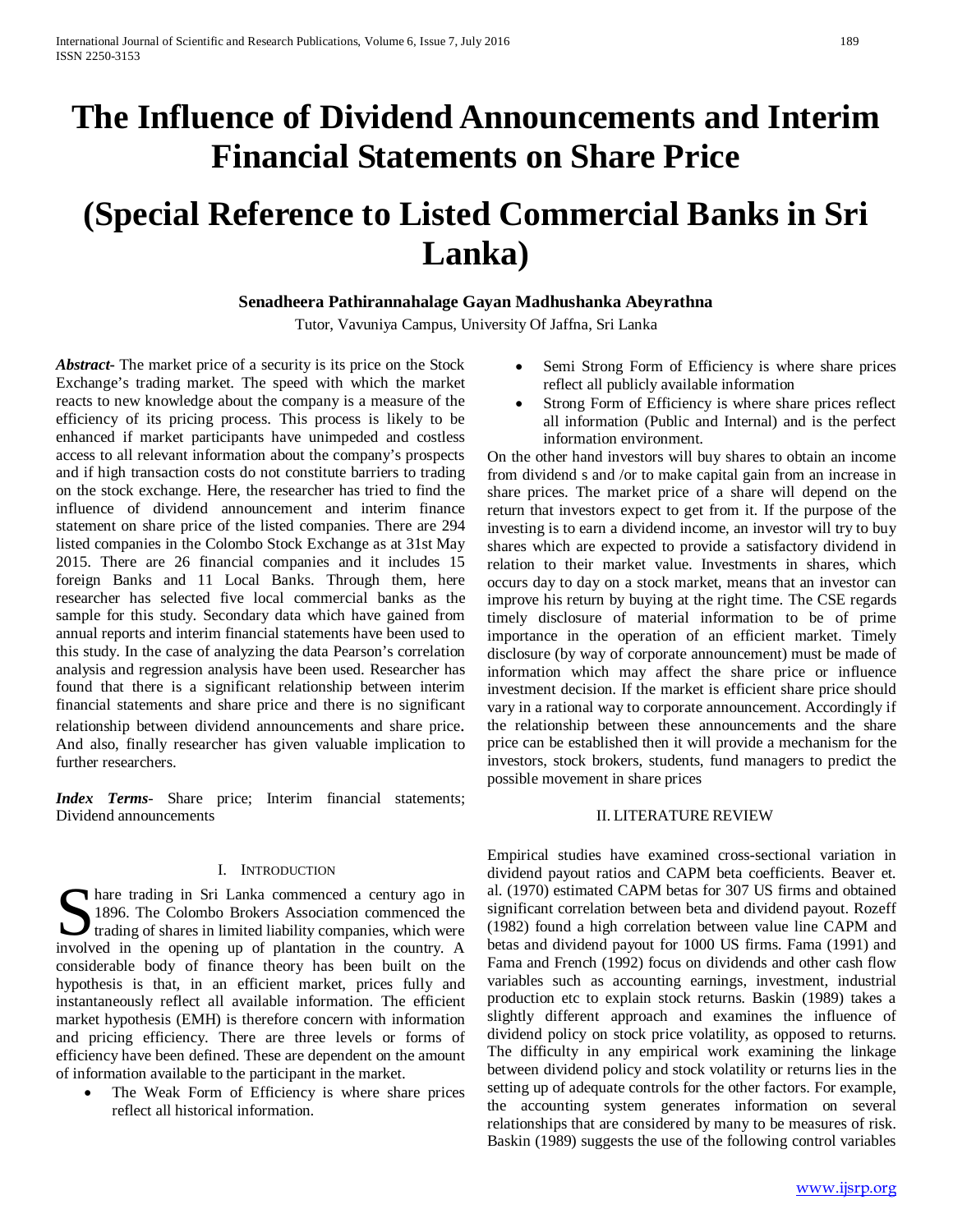# The Influence of Dividend Announcements and Interim Financial Statements on Share Price

# (Special Reference to Listed Commercial Banks in Sri Lanka)

**Senadheera Pathirannahalage Gayan Madhushanka Abeyrathna**

Tutor, Vavuniya Campus, University Of Jaffna, Sri Lanka

***Abstract***- The market price of a security is its price on the Stock Exchange's trading market. The speed with which the market reacts to new knowledge about the company is a measure of the efficiency of its pricing process. This process is likely to be enhanced if market participants have unimpeded and costless access to all relevant information about the company's prospects and if high transaction costs do not constitute barriers to trading on the stock exchange. Here, the researcher has tried to find the influence of dividend announcement and interim finance statement on share price of the listed companies. There are 294 listed companies in the Colombo Stock Exchange as at 31st May 2015. There are 26 financial companies and it includes 15 foreign Banks and 11 Local Banks. Through them, here researcher has selected five local commercial banks as the sample for this study. Secondary data which have gained from annual reports and interim financial statements have been used to this study. In the case of analyzing the data Pearson's correlation analysis and regression analysis have been used. Researcher has found that there is a significant relationship between interim financial statements and share price and there is no significant relationship between dividend announcements and share price. And also, finally researcher has given valuable implication to further researchers.

***Index Terms***- Share price; Interim financial statements; Dividend announcements

## I. Introduction

Share trading in Sri Lanka commenced a century ago in 1896. The Colombo Brokers Association commenced the trading of shares in limited liability companies, which were involved in the opening up of plantation in the country. A considerable body of finance theory has been built on the hypothesis is that, in an efficient market, prices fully and instantaneously reflect all available information. The efficient market hypothesis (EMH) is therefore concern with information and pricing efficiency. There are three levels or forms of efficiency have been defined. These are dependent on the amount of information available to the participant in the market.

- The Weak Form of Efficiency is where share prices reflect all historical information.
- Semi Strong Form of Efficiency is where share prices reflect all publicly available information
- Strong Form of Efficiency is where share prices reflect all information (Public and Internal) and is the perfect information environment.

On the other hand investors will buy shares to obtain an income from dividend s and /or to make capital gain from an increase in share prices. The market price of a share will depend on the return that investors expect to get from it. If the purpose of the investing is to earn a dividend income, an investor will try to buy shares which are expected to provide a satisfactory dividend in relation to their market value. Investments in shares, which occurs day to day on a stock market, means that an investor can improve his return by buying at the right time. The CSE regards timely disclosure of material information to be of prime importance in the operation of an efficient market. Timely disclosure (by way of corporate announcement) must be made of information which may affect the share price or influence investment decision. If the market is efficient share price should vary in a rational way to corporate announcement. Accordingly if the relationship between these announcements and the share price can be established then it will provide a mechanism for the investors, stock brokers, students, fund managers to predict the possible movement in share prices

## II. Literature Review

Empirical studies have examined cross-sectional variation in dividend payout ratios and CAPM beta coefficients. Beaver et. al. (1970) estimated CAPM betas for 307 US firms and obtained significant correlation between beta and dividend payout. Rozeff (1982) found a high correlation between value line CAPM and betas and dividend payout for 1000 US firms. Fama (1991) and Fama and French (1992) focus on dividends and other cash flow variables such as accounting earnings, investment, industrial production etc to explain stock returns. Baskin (1989) takes a slightly different approach and examines the influence of dividend policy on stock price volatility, as opposed to returns. The difficulty in any empirical work examining the linkage between dividend policy and stock volatility or returns lies in the setting up of adequate controls for the other factors. For example, the accounting system generates information on several relationships that are considered by many to be measures of risk. Baskin (1989) suggests the use of the following control variables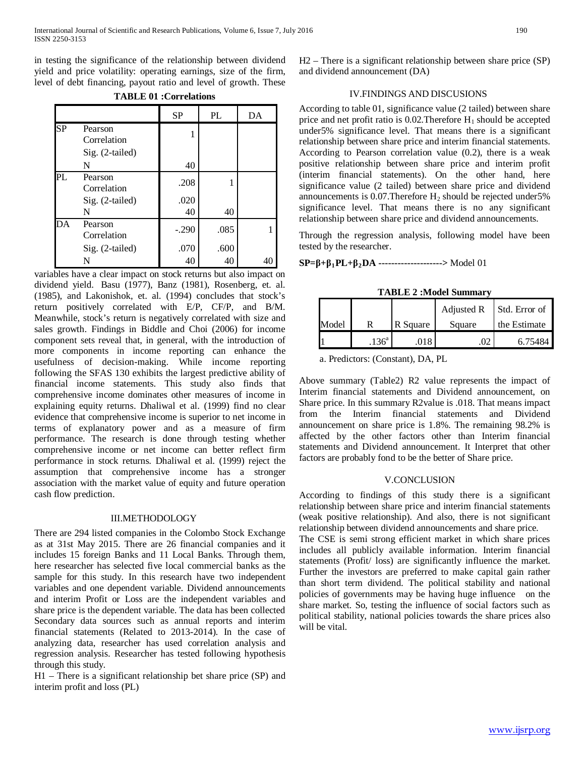in testing the significance of the relationship between dividend yield and price volatility: operating earnings, size of the firm, level of debt financing, payout ratio and level of growth. These variables have a clear impact on stock returns but also impact on dividend yield. Basu (1977), Banz (1981), Rosenberg, et. al. (1985), and Lakonishok, et. al. (1994) concludes that stock's return positively correlated with E/P, CF/P, and B/M. Meanwhile, stock's return is negatively correlated with size and sales growth. Findings in Biddle and Choi (2006) for income component sets reveal that, in general, with the introduction of more components in income reporting can enhance the usefulness of decision-making. While income reporting following the SFAS 130 exhibits the largest predictive ability of financial income statements. This study also finds that comprehensive income dominates other measures of income in explaining equity returns. Dhaliwal et al. (1999) find no clear evidence that comprehensive income is superior to net income in terms of explanatory power and as a measure of firm performance. The research is done through testing whether comprehensive income or net income can better reflect firm performance in stock returns. Dhaliwal et al. (1999) reject the assumption that comprehensive income has a stronger association with the market value of equity and future operation cash flow prediction.

**TABLE 01 :Correlations**

| | | SP | PL | DA |
|---|---|---|---|---|
| SP | Pearson Correlation | 1 | | |
| | Sig. (2-tailed) | | | |
| | N | 40 | | |
| PL | Pearson Correlation | .208 | 1 | |
| | Sig. (2-tailed) | .020 | | |
| | N | 40 | 40 | |
| DA | Pearson Correlation | -.290 | .085 | 1 |
| | Sig. (2-tailed) | .070 | .600 | |
| | N | 40 | 40 | 40 |

## III.METHODOLOGY

There are 294 listed companies in the Colombo Stock Exchange as at 31st May 2015. There are 26 financial companies and it includes 15 foreign Banks and 11 Local Banks. Through them, here researcher has selected five local commercial banks as the sample for this study. In this research have two independent variables and one dependent variable. Dividend announcements and interim Profit or Loss are the independent variables and share price is the dependent variable. The data has been collected Secondary data sources such as annual reports and interim financial statements (Related to 2013-2014). In the case of analyzing data, researcher has used correlation analysis and regression analysis. Researcher has tested following hypothesis through this study.

H1 – There is a significant relationship bet share price (SP) and interim profit and loss (PL)

H2 – There is a significant relationship between share price (SP) and dividend announcement (DA)

## IV.FINDINGS AND DISCUSIONS

According to table 01, significance value (2 tailed) between share price and net profit ratio is 0.02.Therefore $H_1$ should be accepted under5% significance level. That means there is a significant relationship between share price and interim financial statements. According to Pearson correlation value (0.2), there is a weak positive relationship between share price and interim profit (interim financial statements). On the other hand, here significance value (2 tailed) between share price and dividend announcements is 0.07.Therefore $H_2$ should be rejected under5% significance level. That means there is no any significant relationship between share price and dividend announcements.

Through the regression analysis, following model have been tested by the researcher.

**$SP=\beta+\beta_1 PL+\beta_2 DA$ -------------------->** Model 01

**TABLE 2 :Model Summary**

| Model | R | R Square | Adjusted R Square | Std. Error of the Estimate |
|---|---|---|---|---|
| 1 | .136[a] | .018 | .02 | 6.75484 |

a. Predictors: (Constant), DA, PL

Above summary (Table2) R2 value represents the impact of Interim financial statements and Dividend announcement, on Share price. In this summary R2value is .018. That means impact from the Interim financial statements and Dividend announcement on share price is 1.8%. The remaining 98.2% is affected by the other factors other than Interim financial statements and Dividend announcement. It Interpret that other factors are probably fond to be the better of Share price.

## V.CONCLUSION

According to findings of this study there is a significant relationship between share price and interim financial statements (weak positive relationship). And also, there is not significant relationship between dividend announcements and share price.

The CSE is semi strong efficient market in which share prices includes all publicly available information. Interim financial statements (Profit/ loss) are significantly influence the market. Further the investors are preferred to make capital gain rather than short term dividend. The political stability and national policies of governments may be having huge influence on the share market. So, testing the influence of social factors such as political stability, national policies towards the share prices also will be vital.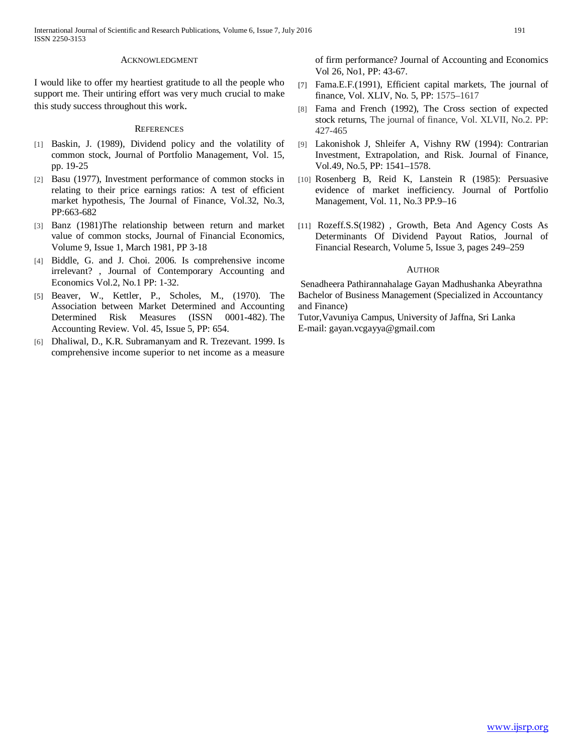## Acknowledgment

I would like to offer my heartiest gratitude to all the people who support me. Their untiring effort was very much crucial to make this study success throughout this work.

## References

[1] Baskin, J. (1989), Dividend policy and the volatility of common stock, Journal of Portfolio Management, Vol. 15, pp. 19-25

[2] Basu (1977), Investment performance of common stocks in relating to their price earnings ratios: A test of efficient market hypothesis, The Journal of Finance, Vol.32, No.3, PP:663-682

[3] Banz (1981)The relationship between return and market value of common stocks, Journal of Financial Economics, Volume 9, Issue 1, March 1981, PP 3-18

[4] Biddle, G. and J. Choi. 2006. Is comprehensive income irrelevant? , Journal of Contemporary Accounting and Economics Vol.2, No.1 PP: 1-32.

[5] Beaver, W., Kettler, P., Scholes, M., (1970). The Association between Market Determined and Accounting Determined Risk Measures (ISSN 0001-482). The Accounting Review. Vol. 45, Issue 5, PP: 654.

[6] Dhaliwal, D., K.R. Subramanyam and R. Trezevant. 1999. Is comprehensive income superior to net income as a measure of firm performance? Journal of Accounting and Economics Vol 26, No1, PP: 43-67.

[7] Fama.E.F.(1991), Efficient capital markets, The journal of finance, Vol. XLIV, No. 5, PP: 1575–1617

[8] Fama and French (1992), The Cross section of expected stock returns, The journal of finance, Vol. XLVII, No.2. PP: 427-465

[9] Lakonishok J, Shleifer A, Vishny RW (1994): Contrarian Investment, Extrapolation, and Risk. Journal of Finance, Vol.49, No.5, PP: 1541–1578.

[10] Rosenberg B, Reid K, Lanstein R (1985): Persuasive evidence of market inefficiency. Journal of Portfolio Management, Vol. 11, No.3 PP.9–16

[11] Rozeff.S.S(1982) , Growth, Beta And Agency Costs As Determinants Of Dividend Payout Ratios, Journal of Financial Research, Volume 5, Issue 3, pages 249–259

## Author

Senadheera Pathirannahalage Gayan Madhushanka Abeyrathna
Bachelor of Business Management (Specialized in Accountancy and Finance)
Tutor,Vavuniya Campus, University of Jaffna, Sri Lanka
E-mail: gayan.vcgayya@gmail.com